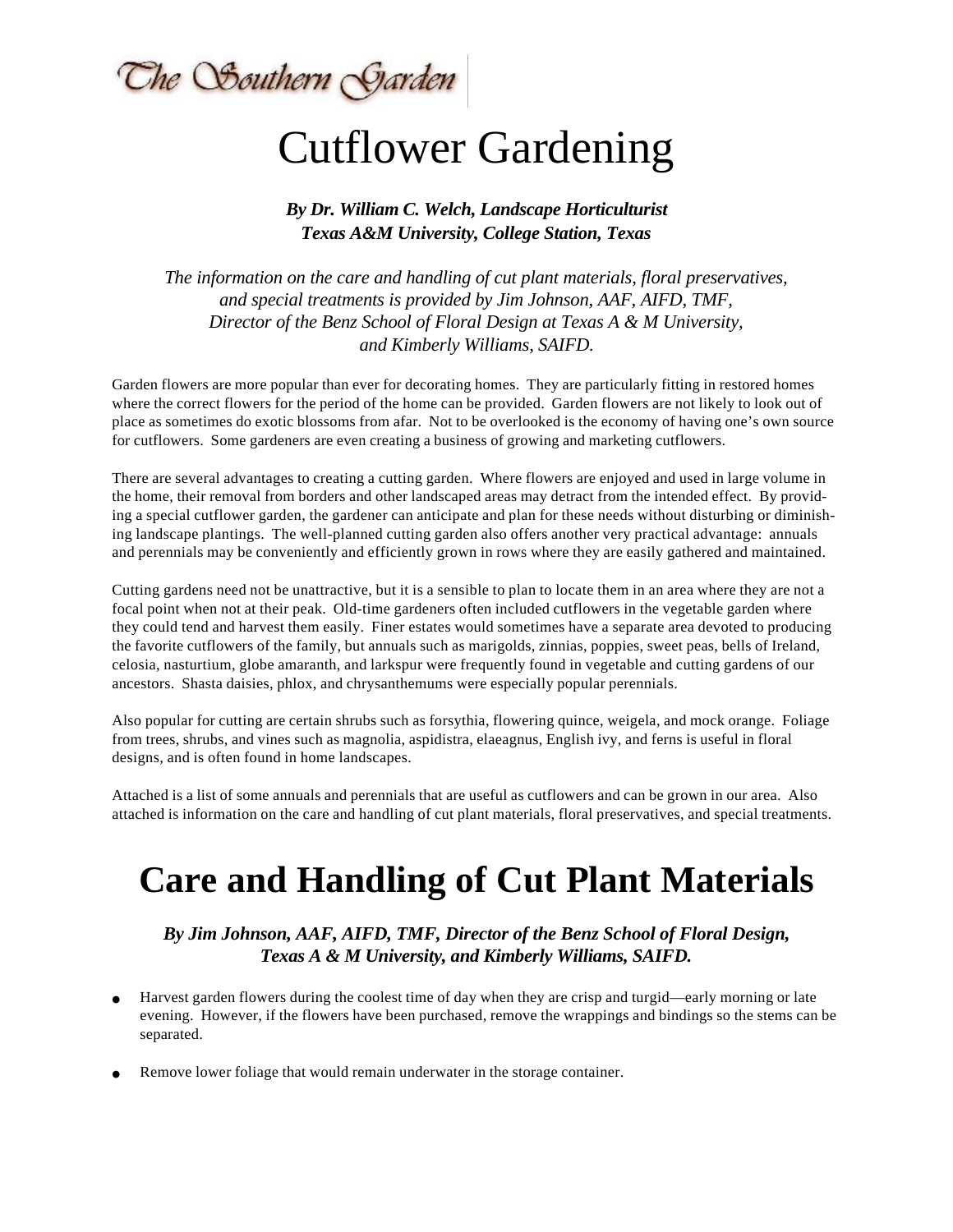The Southern Garden

# Cutflower Gardening

***By Dr. William C. Welch, Landscape Horticulturist***
***Texas A&M University, College Station, Texas***

*The information on the care and handling of cut plant materials, floral preservatives, and special treatments is provided by Jim Johnson, AAF, AIFD, TMF, Director of the Benz School of Floral Design at Texas A & M University, and Kimberly Williams, SAIFD.*

Garden flowers are more popular than ever for decorating homes. They are particularly fitting in restored homes where the correct flowers for the period of the home can be provided. Garden flowers are not likely to look out of place as sometimes do exotic blossoms from afar. Not to be overlooked is the economy of having one's own source for cutflowers. Some gardeners are even creating a business of growing and marketing cutflowers.

There are several advantages to creating a cutting garden. Where flowers are enjoyed and used in large volume in the home, their removal from borders and other landscaped areas may detract from the intended effect. By providing a special cutflower garden, the gardener can anticipate and plan for these needs without disturbing or diminishing landscape plantings. The well-planned cutting garden also offers another very practical advantage: annuals and perennials may be conveniently and efficiently grown in rows where they are easily gathered and maintained.

Cutting gardens need not be unattractive, but it is a sensible to plan to locate them in an area where they are not a focal point when not at their peak. Old-time gardeners often included cutflowers in the vegetable garden where they could tend and harvest them easily. Finer estates would sometimes have a separate area devoted to producing the favorite cutflowers of the family, but annuals such as marigolds, zinnias, poppies, sweet peas, bells of Ireland, celosia, nasturtium, globe amaranth, and larkspur were frequently found in vegetable and cutting gardens of our ancestors. Shasta daisies, phlox, and chrysanthemums were especially popular perennials.

Also popular for cutting are certain shrubs such as forsythia, flowering quince, weigela, and mock orange. Foliage from trees, shrubs, and vines such as magnolia, aspidistra, elaeagnus, English ivy, and ferns is useful in floral designs, and is often found in home landscapes.

Attached is a list of some annuals and perennials that are useful as cutflowers and can be grown in our area. Also attached is information on the care and handling of cut plant materials, floral preservatives, and special treatments.

# Care and Handling of Cut Plant Materials

***By Jim Johnson, AAF, AIFD, TMF, Director of the Benz School of Floral Design, Texas A & M University, and Kimberly Williams, SAIFD.***

- Harvest garden flowers during the coolest time of day when they are crisp and turgid—early morning or late evening. However, if the flowers have been purchased, remove the wrappings and bindings so the stems can be separated.
- Remove lower foliage that would remain underwater in the storage container.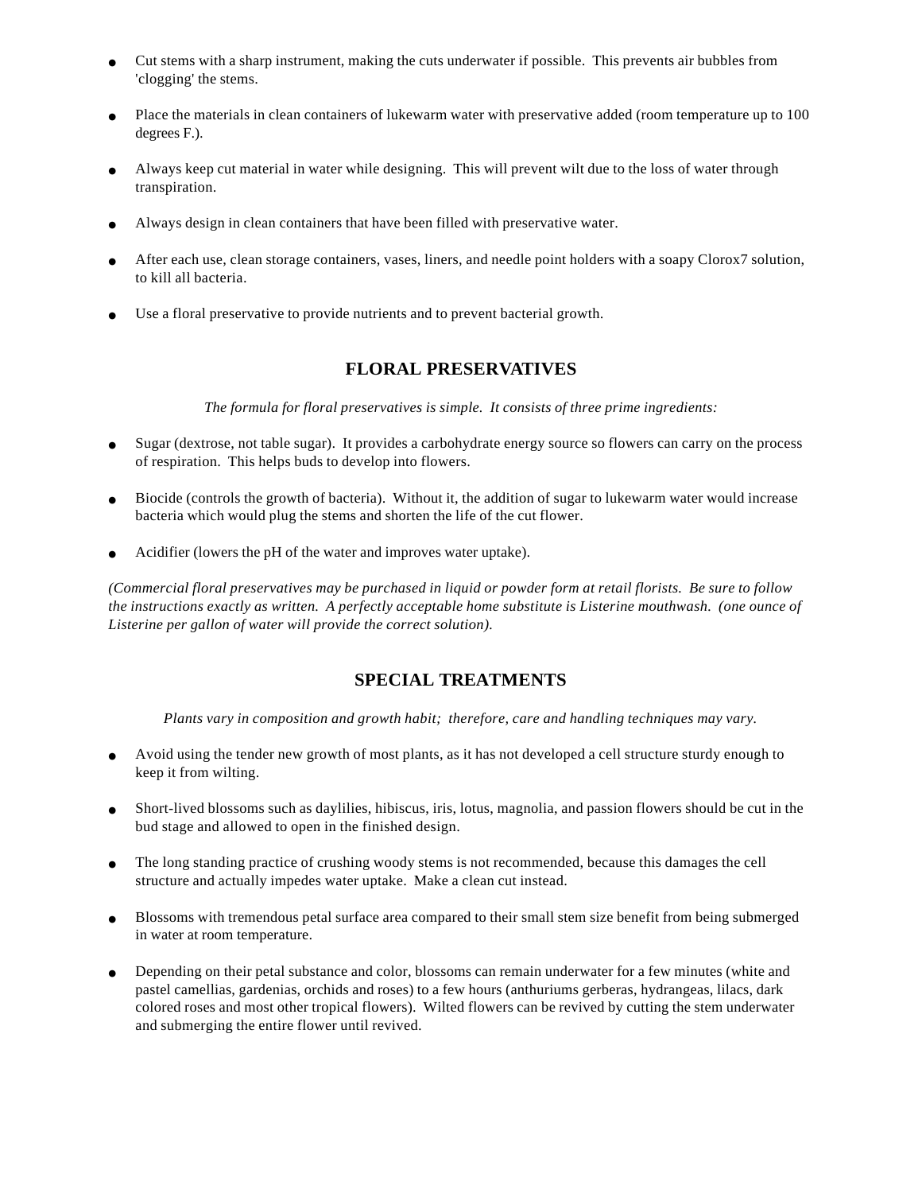- Cut stems with a sharp instrument, making the cuts underwater if possible.  This prevents air bubbles from 'clogging' the stems.
- Place the materials in clean containers of lukewarm water with preservative added (room temperature up to 100 degrees F.).
- Always keep cut material in water while designing.  This will prevent wilt due to the loss of water through transpiration.
- Always design in clean containers that have been filled with preservative water.
- After each use, clean storage containers, vases, liners, and needle point holders with a soapy Clorox7 solution, to kill all bacteria.
- Use a floral preservative to provide nutrients and to prevent bacterial growth.

## FLORAL PRESERVATIVES

*The formula for floral preservatives is simple.  It consists of three prime ingredients:*

- Sugar (dextrose, not table sugar).  It provides a carbohydrate energy source so flowers can carry on the process of respiration.  This helps buds to develop into flowers.
- Biocide (controls the growth of bacteria).  Without it, the addition of sugar to lukewarm water would increase bacteria which would plug the stems and shorten the life of the cut flower.
- Acidifier (lowers the pH of the water and improves water uptake).

*(Commercial floral preservatives may be purchased in liquid or powder form at retail florists.  Be sure to follow the instructions exactly as written.  A perfectly acceptable home substitute is Listerine mouthwash.  (one ounce of Listerine per gallon of water will provide the correct solution).*

## SPECIAL TREATMENTS

*Plants vary in composition and growth habit;  therefore, care and handling techniques may vary.*

- Avoid using the tender new growth of most plants, as it has not developed a cell structure sturdy enough to keep it from wilting.
- Short-lived blossoms such as daylilies, hibiscus, iris, lotus, magnolia, and passion flowers should be cut in the bud stage and allowed to open in the finished design.
- The long standing practice of crushing woody stems is not recommended, because this damages the cell structure and actually impedes water uptake.  Make a clean cut instead.
- Blossoms with tremendous petal surface area compared to their small stem size benefit from being submerged in water at room temperature.
- Depending on their petal substance and color, blossoms can remain underwater for a few minutes (white and pastel camellias, gardenias, orchids and roses) to a few hours (anthuriums gerberas, hydrangeas, lilacs, dark colored roses and most other tropical flowers).  Wilted flowers can be revived by cutting the stem underwater and submerging the entire flower until revived.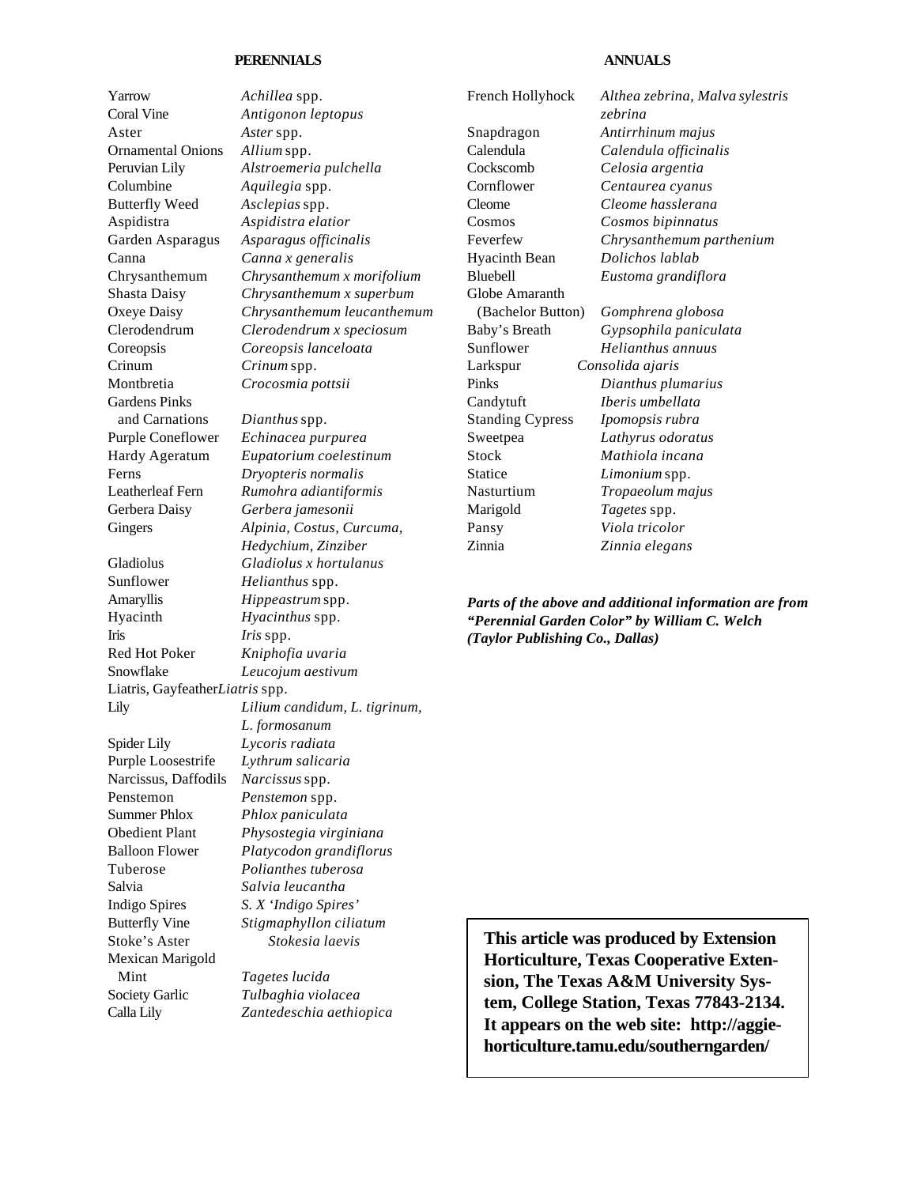## PERENNIALS

| | |
|---|---|
| Yarrow | *Achillea* spp. |
| Coral Vine | *Antigonon leptopus* |
| Aster | *Aster* spp. |
| Ornamental Onions | *Allium* spp. |
| Peruvian Lily | *Alstroemeria pulchella* |
| Columbine | *Aquilegia* spp. |
| Butterfly Weed | *Asclepias* spp. |
| Aspidistra | *Aspidistra elatior* |
| Garden Asparagus | *Asparagus officinalis* |
| Canna | *Canna x generalis* |
| Chrysanthemum | *Chrysanthemum x morifolium* |
| Shasta Daisy | *Chrysanthemum x superbum* |
| Oxeye Daisy | *Chrysanthemum leucanthemum* |
| Clerodendrum | *Clerodendrum x speciosum* |
| Coreopsis | *Coreopsis lanceloata* |
| Crinum | *Crinum* spp. |
| Montbretia | *Crocosmia pottsii* |
| Gardens Pinks and Carnations | *Dianthus* spp. |
| Purple Coneflower | *Echinacea purpurea* |
| Hardy Ageratum | *Eupatorium coelestinum* |
| Ferns | *Dryopteris normalis* |
| Leatherleaf Fern | *Rumohra adiantiformis* |
| Gerbera Daisy | *Gerbera jamesonii* |
| Gingers | *Alpinia, Costus, Curcuma, Hedychium, Zinziber* |
| Gladiolus | *Gladiolus x hortulanus* |
| Sunflower | *Helianthus* spp. |
| Amaryllis | *Hippeastrum* spp. |
| Hyacinth | *Hyacinthus* spp. |
| Iris | *Iris* spp. |
| Red Hot Poker | *Kniphofia uvaria* |
| Snowflake | *Leucojum aestivum* |
| Liatris, Gayfeather | *Liatris* spp. |
| Lily | *Lilium candidum, L. tigrinum, L. formosanum* |
| Spider Lily | *Lycoris radiata* |
| Purple Loosestrife | *Lythrum salicaria* |
| Narcissus, Daffodils | *Narcissus* spp. |
| Penstemon | *Penstemon* spp. |
| Summer Phlox | *Phlox paniculata* |
| Obedient Plant | *Physostegia virginiana* |
| Balloon Flower | *Platycodon grandiflorus* |
| Tuberose | *Polianthes tuberosa* |
| Salvia | *Salvia leucantha* |
| Indigo Spires | *S. X 'Indigo Spires'* |
| Butterfly Vine | *Stigmaphyllon ciliatum* |
| Stoke's Aster | *Stokesia laevis* |
| Mexican Marigold Mint | *Tagetes lucida* |
| Society Garlic | *Tulbaghia violacea* |
| Calla Lily | *Zantedeschia aethiopica* |

## ANNUALS

| | |
|---|---|
| French Hollyhock | *Althea zebrina, Malva sylestris zebrina* |
| Snapdragon | *Antirrhinum majus* |
| Calendula | *Calendula officinalis* |
| Cockscomb | *Celosia argentia* |
| Cornflower | *Centaurea cyanus* |
| Cleome | *Cleome hasslerana* |
| Cosmos | *Cosmos bipinnatus* |
| Feverfew | *Chrysanthemum parthenium* |
| Hyacinth Bean | *Dolichos lablab* |
| Bluebell | *Eustoma grandiflora* |
| Globe Amaranth (Bachelor Button) | *Gomphrena globosa* |
| Baby's Breath | *Gypsophila paniculata* |
| Sunflower | *Helianthus annuus* |
| Larkspur | *Consolida ajaris* |
| Pinks | *Dianthus plumarius* |
| Candytuft | *Iberis umbellata* |
| Standing Cypress | *Ipomopsis rubra* |
| Sweetpea | *Lathyrus odoratus* |
| Stock | *Mathiola incana* |
| Statice | *Limonium* spp. |
| Nasturtium | *Tropaeolum majus* |
| Marigold | *Tagetes* spp. |
| Pansy | *Viola tricolor* |
| Zinnia | *Zinnia elegans* |

***Parts of the above and additional information are from "Perennial Garden Color" by William C. Welch (Taylor Publishing Co., Dallas)***

**This article was produced by Extension Horticulture, Texas Cooperative Extension, The Texas A&M University System, College Station, Texas 77843-2134. It appears on the web site: http://aggie-horticulture.tamu.edu/southerngarden/**